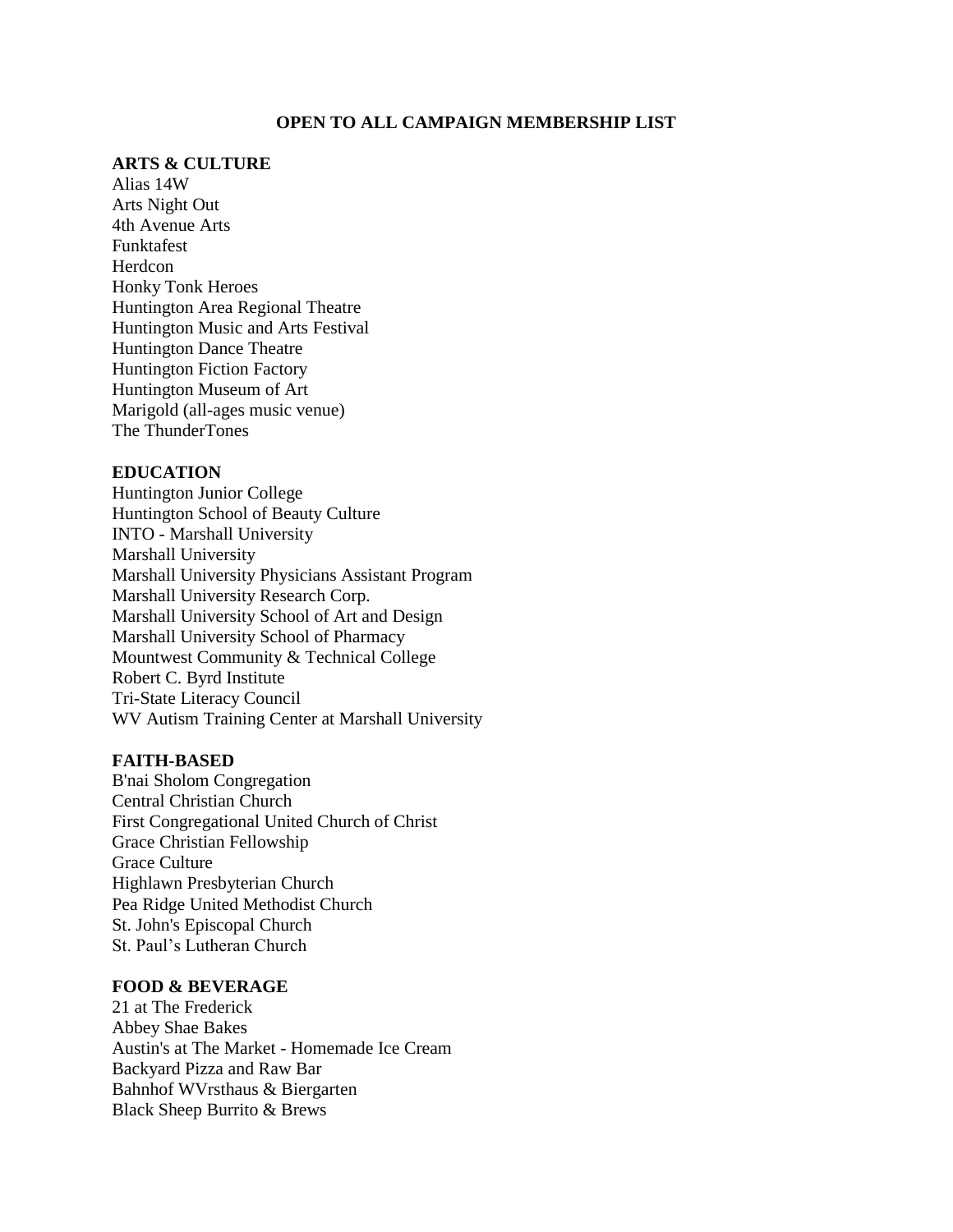# OPEN TO ALL CAMPAIGN MEMBERSHIP LIST

## ARTS & CULTURE

Alias 14W
Arts Night Out
4th Avenue Arts
Funktafest
Herdcon
Honky Tonk Heroes
Huntington Area Regional Theatre
Huntington Music and Arts Festival
Huntington Dance Theatre
Huntington Fiction Factory
Huntington Museum of Art
Marigold (all-ages music venue)
The ThunderTones

## EDUCATION

Huntington Junior College
Huntington School of Beauty Culture
INTO - Marshall University
Marshall University
Marshall University Physicians Assistant Program
Marshall University Research Corp.
Marshall University School of Art and Design
Marshall University School of Pharmacy
Mountwest Community & Technical College
Robert C. Byrd Institute
Tri-State Literacy Council
WV Autism Training Center at Marshall University

## FAITH-BASED

B'nai Sholom Congregation
Central Christian Church
First Congregational United Church of Christ
Grace Christian Fellowship
Grace Culture
Highlawn Presbyterian Church
Pea Ridge United Methodist Church
St. John's Episcopal Church
St. Paul's Lutheran Church

## FOOD & BEVERAGE

21 at The Frederick
Abbey Shae Bakes
Austin's at The Market - Homemade Ice Cream
Backyard Pizza and Raw Bar
Bahnhof WVrsthaus & Biergarten
Black Sheep Burrito & Brews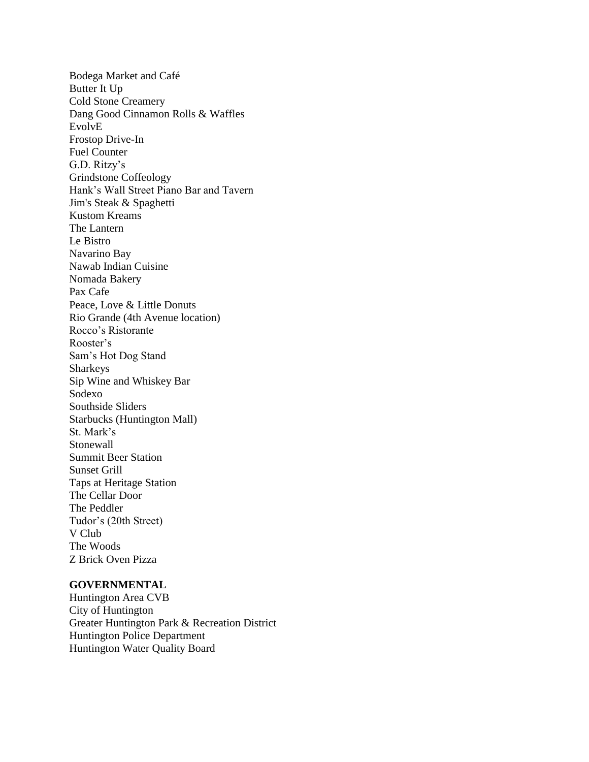Bodega Market and Café
Butter It Up
Cold Stone Creamery
Dang Good Cinnamon Rolls & Waffles
EvolvE
Frostop Drive-In
Fuel Counter
G.D. Ritzy's
Grindstone Coffeology
Hank's Wall Street Piano Bar and Tavern
Jim's Steak & Spaghetti
Kustom Kreams
The Lantern
Le Bistro
Navarino Bay
Nawab Indian Cuisine
Nomada Bakery
Pax Cafe
Peace, Love & Little Donuts
Rio Grande (4th Avenue location)
Rocco's Ristorante
Rooster's
Sam's Hot Dog Stand
Sharkeys
Sip Wine and Whiskey Bar
Sodexo
Southside Sliders
Starbucks (Huntington Mall)
St. Mark's
Stonewall
Summit Beer Station
Sunset Grill
Taps at Heritage Station
The Cellar Door
The Peddler
Tudor's (20th Street)
V Club
The Woods
Z Brick Oven Pizza

**GOVERNMENTAL**
Huntington Area CVB
City of Huntington
Greater Huntington Park & Recreation District
Huntington Police Department
Huntington Water Quality Board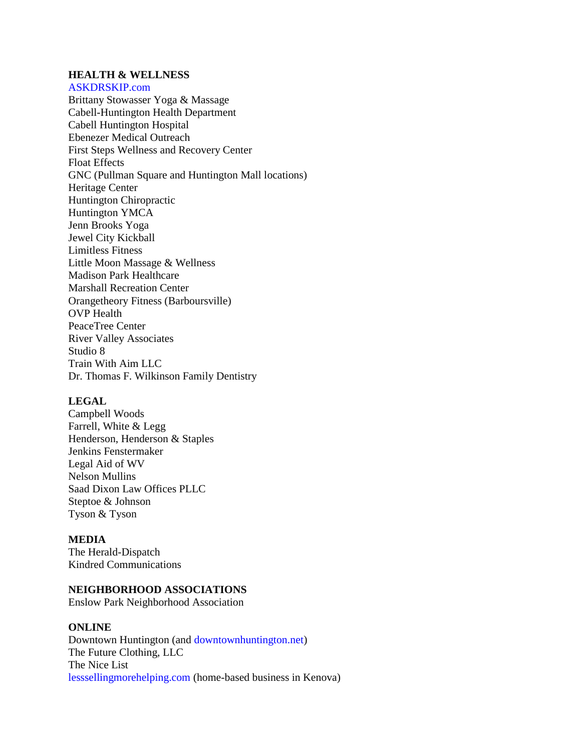**HEALTH & WELLNESS**

ASKDRSKIP.com
Brittany Stowasser Yoga & Massage
Cabell-Huntington Health Department
Cabell Huntington Hospital
Ebenezer Medical Outreach
First Steps Wellness and Recovery Center
Float Effects
GNC (Pullman Square and Huntington Mall locations)
Heritage Center
Huntington Chiropractic
Huntington YMCA
Jenn Brooks Yoga
Jewel City Kickball
Limitless Fitness
Little Moon Massage & Wellness
Madison Park Healthcare
Marshall Recreation Center
Orangetheory Fitness (Barboursville)
OVP Health
PeaceTree Center
River Valley Associates
Studio 8
Train With Aim LLC
Dr. Thomas F. Wilkinson Family Dentistry

**LEGAL**

Campbell Woods
Farrell, White & Legg
Henderson, Henderson & Staples
Jenkins Fenstermaker
Legal Aid of WV
Nelson Mullins
Saad Dixon Law Offices PLLC
Steptoe & Johnson
Tyson & Tyson

**MEDIA**

The Herald-Dispatch
Kindred Communications

**NEIGHBORHOOD ASSOCIATIONS**

Enslow Park Neighborhood Association

**ONLINE**

Downtown Huntington (and downtownhuntington.net)
The Future Clothing, LLC
The Nice List
lesssellingmorehelping.com (home-based business in Kenova)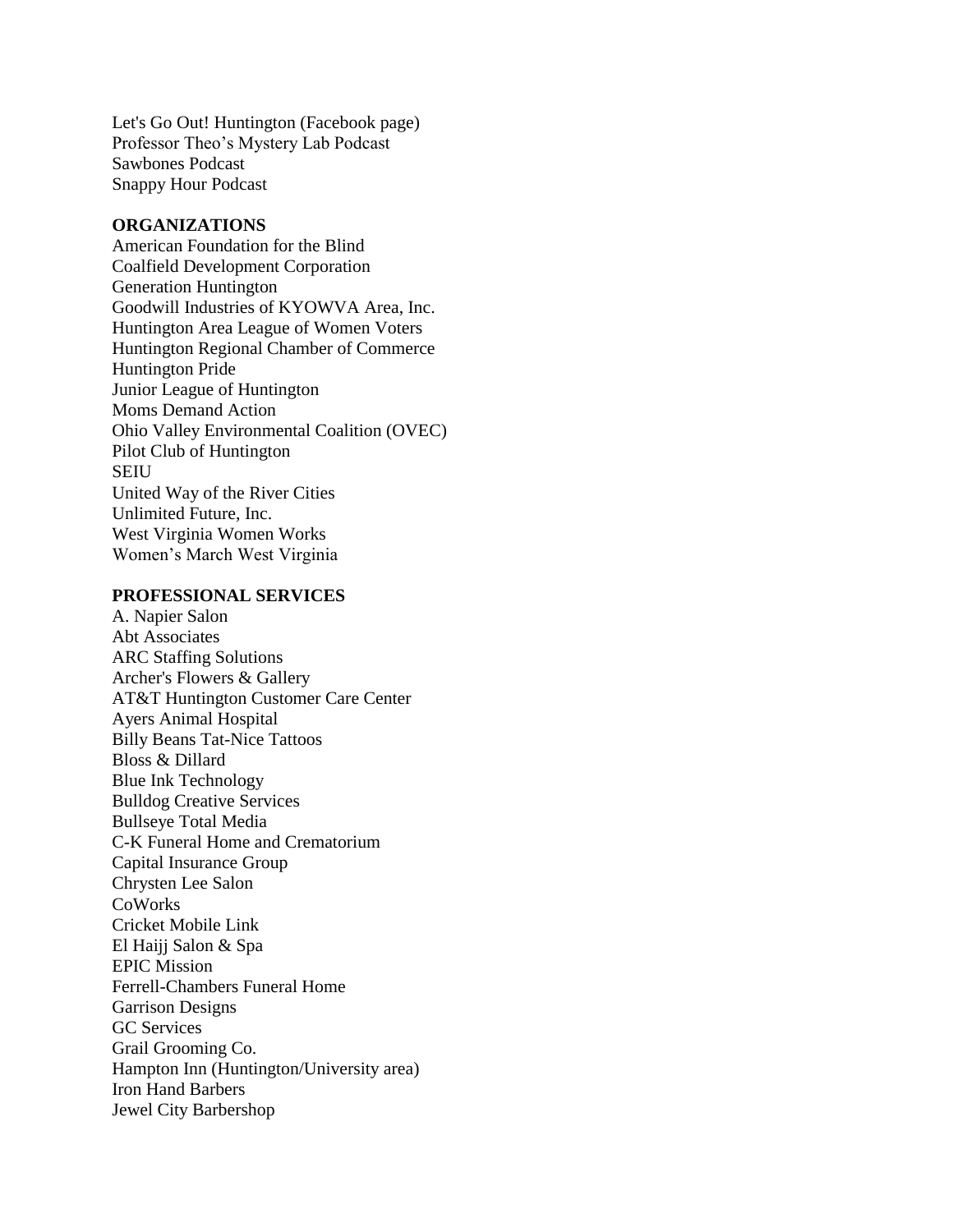Let's Go Out! Huntington (Facebook page)
Professor Theo's Mystery Lab Podcast
Sawbones Podcast
Snappy Hour Podcast

**ORGANIZATIONS**

American Foundation for the Blind
Coalfield Development Corporation
Generation Huntington
Goodwill Industries of KYOWVA Area, Inc.
Huntington Area League of Women Voters
Huntington Regional Chamber of Commerce
Huntington Pride
Junior League of Huntington
Moms Demand Action
Ohio Valley Environmental Coalition (OVEC)
Pilot Club of Huntington
SEIU
United Way of the River Cities
Unlimited Future, Inc.
West Virginia Women Works
Women's March West Virginia

**PROFESSIONAL SERVICES**

A. Napier Salon
Abt Associates
ARC Staffing Solutions
Archer's Flowers & Gallery
AT&T Huntington Customer Care Center
Ayers Animal Hospital
Billy Beans Tat-Nice Tattoos
Bloss & Dillard
Blue Ink Technology
Bulldog Creative Services
Bullseye Total Media
C-K Funeral Home and Crematorium
Capital Insurance Group
Chrysten Lee Salon
CoWorks
Cricket Mobile Link
El Haijj Salon & Spa
EPIC Mission
Ferrell-Chambers Funeral Home
Garrison Designs
GC Services
Grail Grooming Co.
Hampton Inn (Huntington/University area)
Iron Hand Barbers
Jewel City Barbershop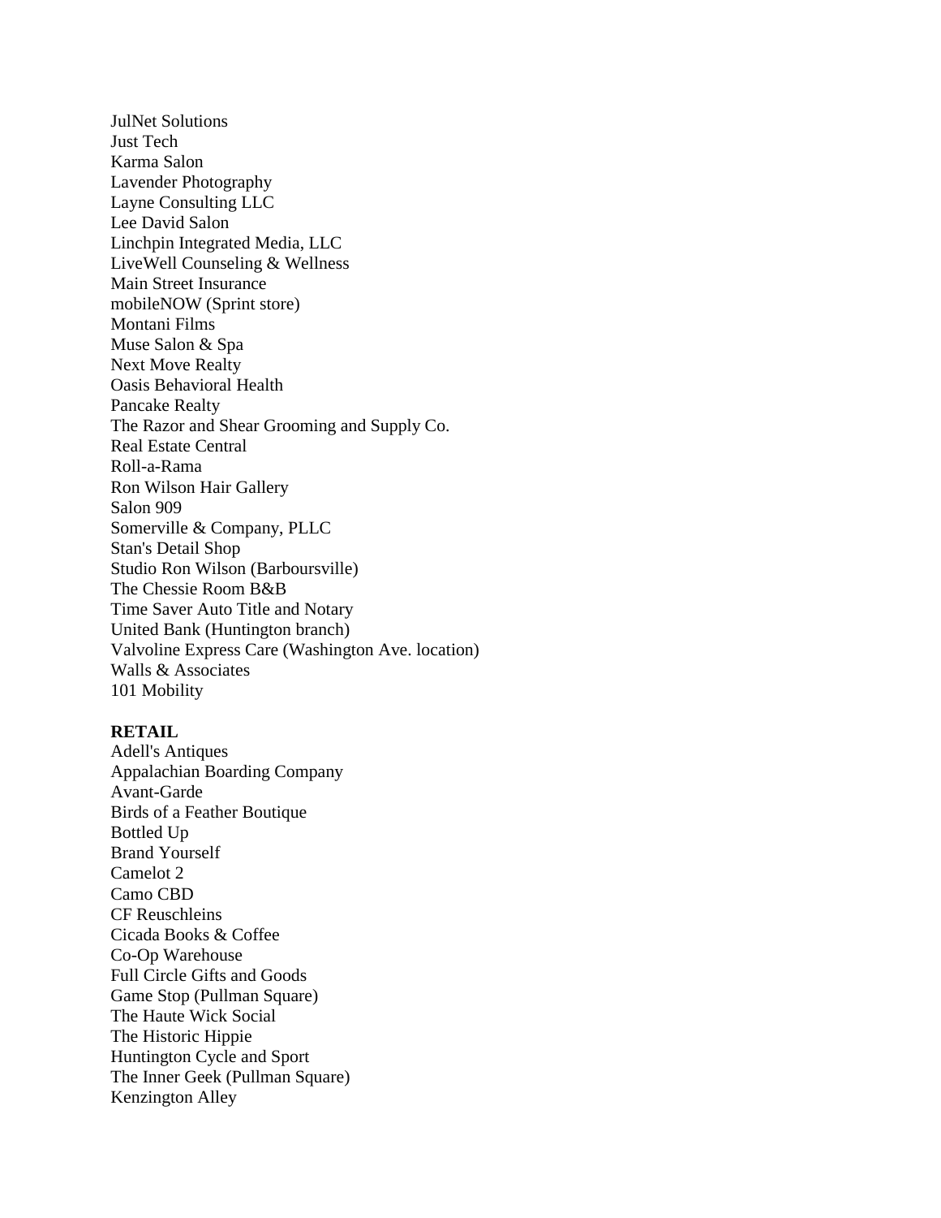JulNet Solutions
Just Tech
Karma Salon
Lavender Photography
Layne Consulting LLC
Lee David Salon
Linchpin Integrated Media, LLC
LiveWell Counseling & Wellness
Main Street Insurance
mobileNOW (Sprint store)
Montani Films
Muse Salon & Spa
Next Move Realty
Oasis Behavioral Health
Pancake Realty
The Razor and Shear Grooming and Supply Co.
Real Estate Central
Roll-a-Rama
Ron Wilson Hair Gallery
Salon 909
Somerville & Company, PLLC
Stan's Detail Shop
Studio Ron Wilson (Barboursville)
The Chessie Room B&B
Time Saver Auto Title and Notary
United Bank (Huntington branch)
Valvoline Express Care (Washington Ave. location)
Walls & Associates
101 Mobility

**RETAIL**
Adell's Antiques
Appalachian Boarding Company
Avant-Garde
Birds of a Feather Boutique
Bottled Up
Brand Yourself
Camelot 2
Camo CBD
CF Reuschleins
Cicada Books & Coffee
Co-Op Warehouse
Full Circle Gifts and Goods
Game Stop (Pullman Square)
The Haute Wick Social
The Historic Hippie
Huntington Cycle and Sport
The Inner Geek (Pullman Square)
Kenzington Alley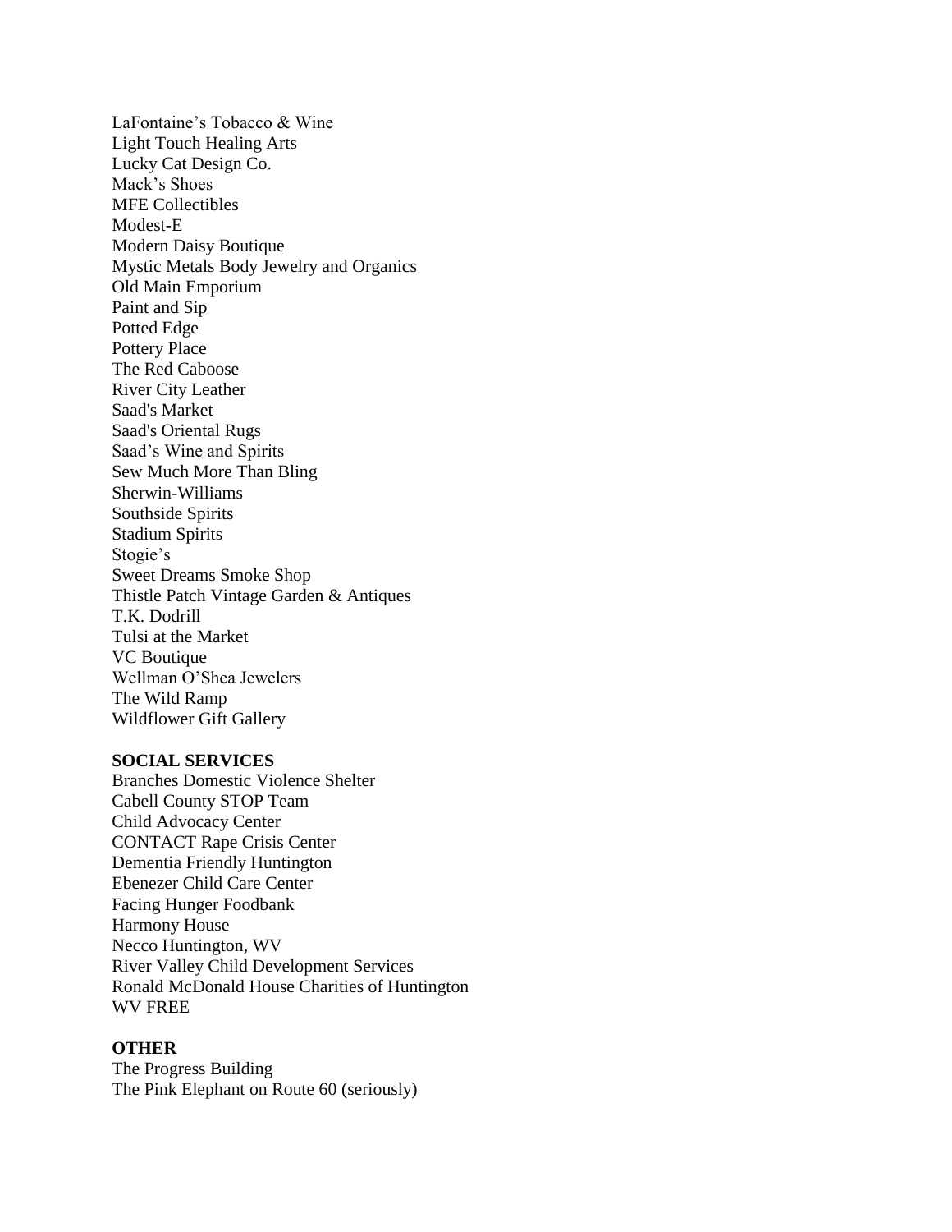LaFontaine’s Tobacco & Wine
Light Touch Healing Arts
Lucky Cat Design Co.
Mack’s Shoes
MFE Collectibles
Modest-E
Modern Daisy Boutique
Mystic Metals Body Jewelry and Organics
Old Main Emporium
Paint and Sip
Potted Edge
Pottery Place
The Red Caboose
River City Leather
Saad's Market
Saad's Oriental Rugs
Saad’s Wine and Spirits
Sew Much More Than Bling
Sherwin-Williams
Southside Spirits
Stadium Spirits
Stogie’s
Sweet Dreams Smoke Shop
Thistle Patch Vintage Garden & Antiques
T.K. Dodrill
Tulsi at the Market
VC Boutique
Wellman O’Shea Jewelers
The Wild Ramp
Wildflower Gift Gallery

**SOCIAL SERVICES**

Branches Domestic Violence Shelter
Cabell County STOP Team
Child Advocacy Center
CONTACT Rape Crisis Center
Dementia Friendly Huntington
Ebenezer Child Care Center
Facing Hunger Foodbank
Harmony House
Necco Huntington, WV
River Valley Child Development Services
Ronald McDonald House Charities of Huntington
WV FREE

**OTHER**

The Progress Building
The Pink Elephant on Route 60 (seriously)